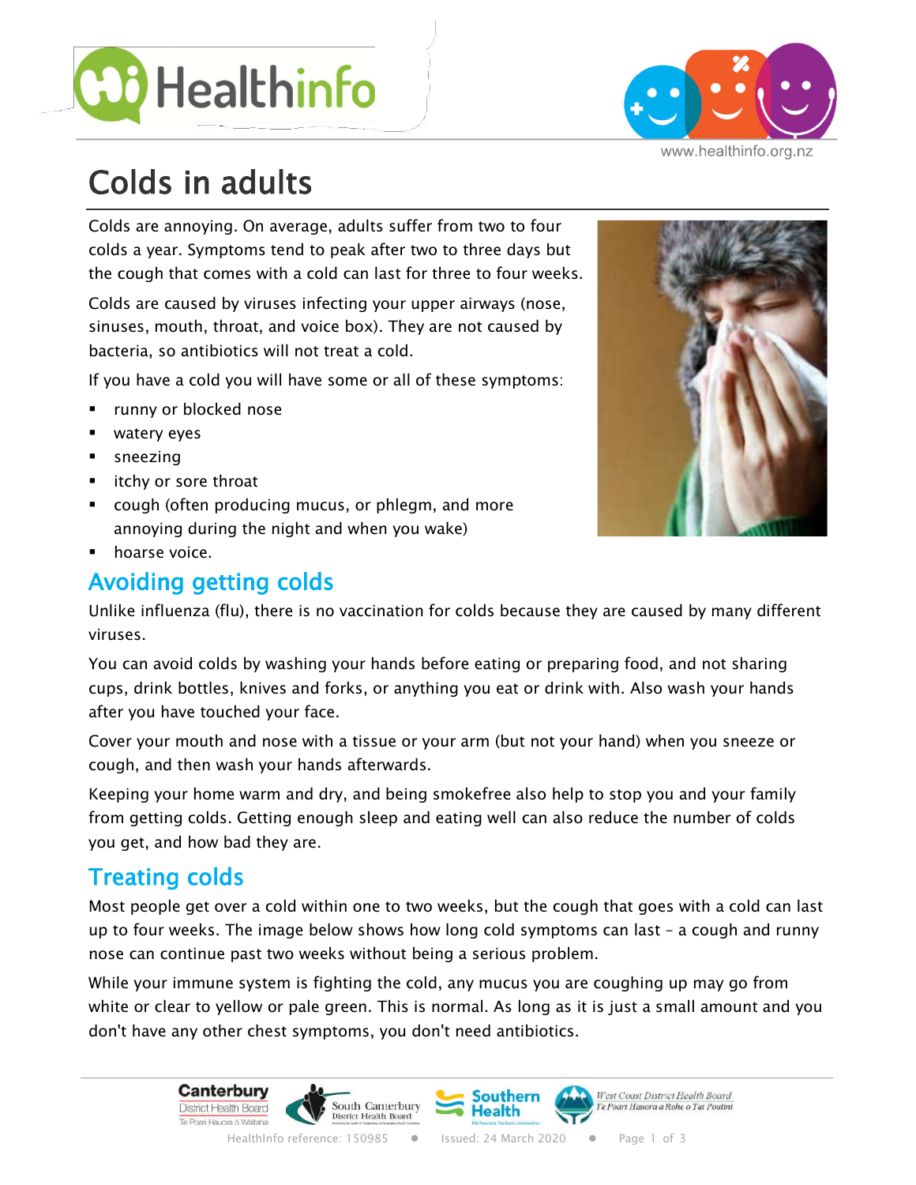# Colds in adults

Colds are annoying. On average, adults suffer from two to four colds a year. Symptoms tend to peak after two to three days but the cough that comes with a cold can last for three to four weeks.

Colds are caused by viruses infecting your upper airways (nose, sinuses, mouth, throat, and voice box). They are not caused by bacteria, so antibiotics will not treat a cold.

If you have a cold you will have some or all of these symptoms:

- runny or blocked nose
- watery eyes
- sneezing
- itchy or sore throat
- cough (often producing mucus, or phlegm, and more annoying during the night and when you wake)
- hoarse voice.

## Avoiding getting colds

Unlike influenza (flu), there is no vaccination for colds because they are caused by many different viruses.

You can avoid colds by washing your hands before eating or preparing food, and not sharing cups, drink bottles, knives and forks, or anything you eat or drink with. Also wash your hands after you have touched your face.

Cover your mouth and nose with a tissue or your arm (but not your hand) when you sneeze or cough, and then wash your hands afterwards.

Keeping your home warm and dry, and being smokefree also help to stop you and your family from getting colds. Getting enough sleep and eating well can also reduce the number of colds you get, and how bad they are.

## Treating colds

Most people get over a cold within one to two weeks, but the cough that goes with a cold can last up to four weeks. The image below shows how long cold symptoms can last – a cough and runny nose can continue past two weeks without being a serious problem.

While your immune system is fighting the cold, any mucus you are coughing up may go from white or clear to yellow or pale green. This is normal. As long as it is just a small amount and you don't have any other chest symptoms, you don't need antibiotics.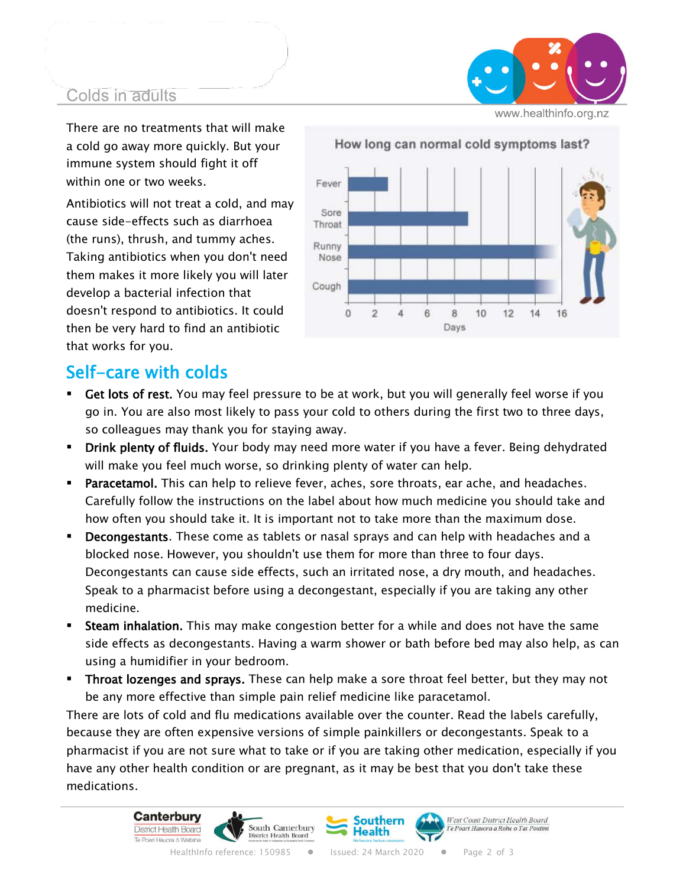There are no treatments that will make a cold go away more quickly. But your immune system should fight it off within one or two weeks.

Antibiotics will not treat a cold, and may cause side-effects such as diarrhoea (the runs), thrush, and tummy aches. Taking antibiotics when you don't need them makes it more likely you will later develop a bacterial infection that doesn't respond to antibiotics. It could then be very hard to find an antibiotic that works for you.

How long can normal cold symptoms last?

| Symptom | Days (approx.) |
|---|---|
| Fever | 0–3 |
| Sore Throat | 0–9 |
| Runny Nose | 0–16 |
| Cough | 0–16 |

## Self-care with colds

- **Get lots of rest.** You may feel pressure to be at work, but you will generally feel worse if you go in. You are also most likely to pass your cold to others during the first two to three days, so colleagues may thank you for staying away.
- **Drink plenty of fluids.** Your body may need more water if you have a fever. Being dehydrated will make you feel much worse, so drinking plenty of water can help.
- **Paracetamol.** This can help to relieve fever, aches, sore throats, ear ache, and headaches. Carefully follow the instructions on the label about how much medicine you should take and how often you should take it. It is important not to take more than the maximum dose.
- **Decongestants**. These come as tablets or nasal sprays and can help with headaches and a blocked nose. However, you shouldn't use them for more than three to four days. Decongestants can cause side effects, such an irritated nose, a dry mouth, and headaches. Speak to a pharmacist before using a decongestant, especially if you are taking any other medicine.
- **Steam inhalation.** This may make congestion better for a while and does not have the same side effects as decongestants. Having a warm shower or bath before bed may also help, as can using a humidifier in your bedroom.
- **Throat lozenges and sprays.** These can help make a sore throat feel better, but they may not be any more effective than simple pain relief medicine like paracetamol.

There are lots of cold and flu medications available over the counter. Read the labels carefully, because they are often expensive versions of simple painkillers or decongestants. Speak to a pharmacist if you are not sure what to take or if you are taking other medication, especially if you have any other health condition or are pregnant, as it may be best that you don't take these medications.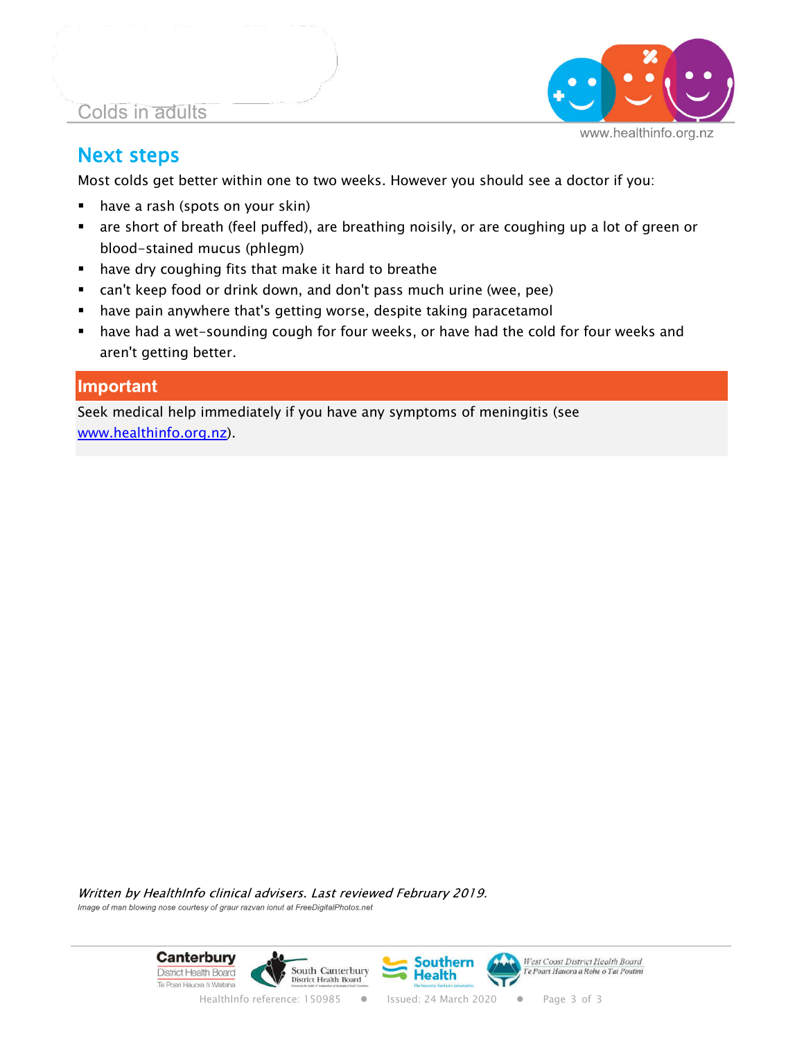## Next steps

Most colds get better within one to two weeks. However you should see a doctor if you:

- have a rash (spots on your skin)
- are short of breath (feel puffed), are breathing noisily, or are coughing up a lot of green or blood-stained mucus (phlegm)
- have dry coughing fits that make it hard to breathe
- can't keep food or drink down, and don't pass much urine (wee, pee)
- have pain anywhere that's getting worse, despite taking paracetamol
- have had a wet-sounding cough for four weeks, or have had the cold for four weeks and aren't getting better.

**Important**

Seek medical help immediately if you have any symptoms of meningitis (see [www.healthinfo.org.nz](www.healthinfo.org.nz)).

*Written by HealthInfo clinical advisers. Last reviewed February 2019.*

*Image of man blowing nose courtesy of graur razvan ionut at FreeDigitalPhotos.net*

HealthInfo reference: 150985 • Issued: 24 March 2020